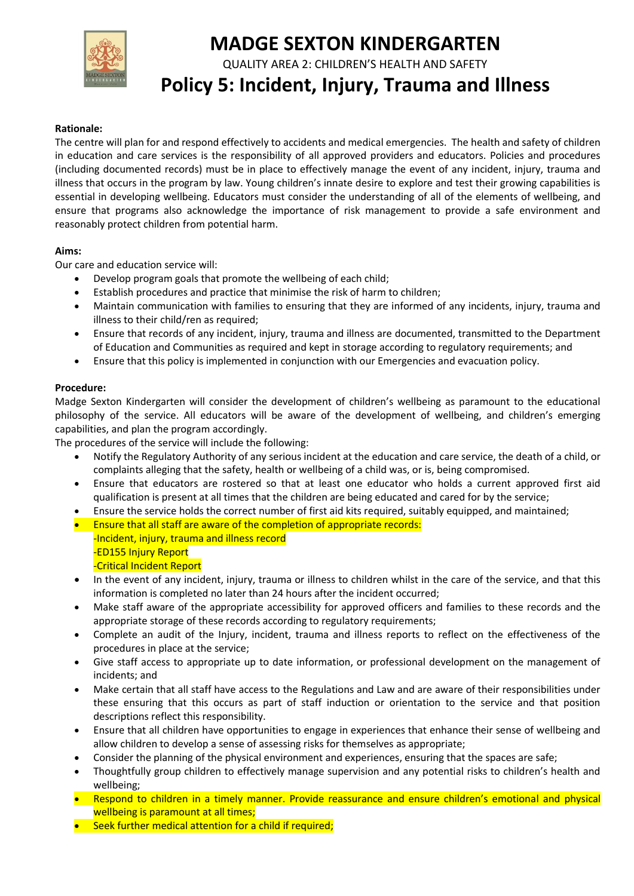# MADGE SEXTON KINDERGARTEN

QUALITY AREA 2: CHILDREN'S HEALTH AND SAFETY

## Policy 5: Incident, Injury, Trauma and Illness

**Rationale:**

The centre will plan for and respond effectively to accidents and medical emergencies. The health and safety of children in education and care services is the responsibility of all approved providers and educators. Policies and procedures (including documented records) must be in place to effectively manage the event of any incident, injury, trauma and illness that occurs in the program by law. Young children's innate desire to explore and test their growing capabilities is essential in developing wellbeing. Educators must consider the understanding of all of the elements of wellbeing, and ensure that programs also acknowledge the importance of risk management to provide a safe environment and reasonably protect children from potential harm.

**Aims:**

Our care and education service will:

- Develop program goals that promote the wellbeing of each child;
- Establish procedures and practice that minimise the risk of harm to children;
- Maintain communication with families to ensuring that they are informed of any incidents, injury, trauma and illness to their child/ren as required;
- Ensure that records of any incident, injury, trauma and illness are documented, transmitted to the Department of Education and Communities as required and kept in storage according to regulatory requirements; and
- Ensure that this policy is implemented in conjunction with our Emergencies and evacuation policy.

**Procedure:**

Madge Sexton Kindergarten will consider the development of children's wellbeing as paramount to the educational philosophy of the service. All educators will be aware of the development of wellbeing, and children's emerging capabilities, and plan the program accordingly.

The procedures of the service will include the following:

- Notify the Regulatory Authority of any serious incident at the education and care service, the death of a child, or complaints alleging that the safety, health or wellbeing of a child was, or is, being compromised.
- Ensure that educators are rostered so that at least one educator who holds a current approved first aid qualification is present at all times that the children are being educated and cared for by the service;
- Ensure the service holds the correct number of first aid kits required, suitably equipped, and maintained;
- Ensure that all staff are aware of the completion of appropriate records:
  -Incident, injury, trauma and illness record
  -ED155 Injury Report
  -Critical Incident Report
- In the event of any incident, injury, trauma or illness to children whilst in the care of the service, and that this information is completed no later than 24 hours after the incident occurred;
- Make staff aware of the appropriate accessibility for approved officers and families to these records and the appropriate storage of these records according to regulatory requirements;
- Complete an audit of the Injury, incident, trauma and illness reports to reflect on the effectiveness of the procedures in place at the service;
- Give staff access to appropriate up to date information, or professional development on the management of incidents; and
- Make certain that all staff have access to the Regulations and Law and are aware of their responsibilities under these ensuring that this occurs as part of staff induction or orientation to the service and that position descriptions reflect this responsibility.
- Ensure that all children have opportunities to engage in experiences that enhance their sense of wellbeing and allow children to develop a sense of assessing risks for themselves as appropriate;
- Consider the planning of the physical environment and experiences, ensuring that the spaces are safe;
- Thoughtfully group children to effectively manage supervision and any potential risks to children's health and wellbeing;
- Respond to children in a timely manner. Provide reassurance and ensure children's emotional and physical wellbeing is paramount at all times;
- Seek further medical attention for a child if required;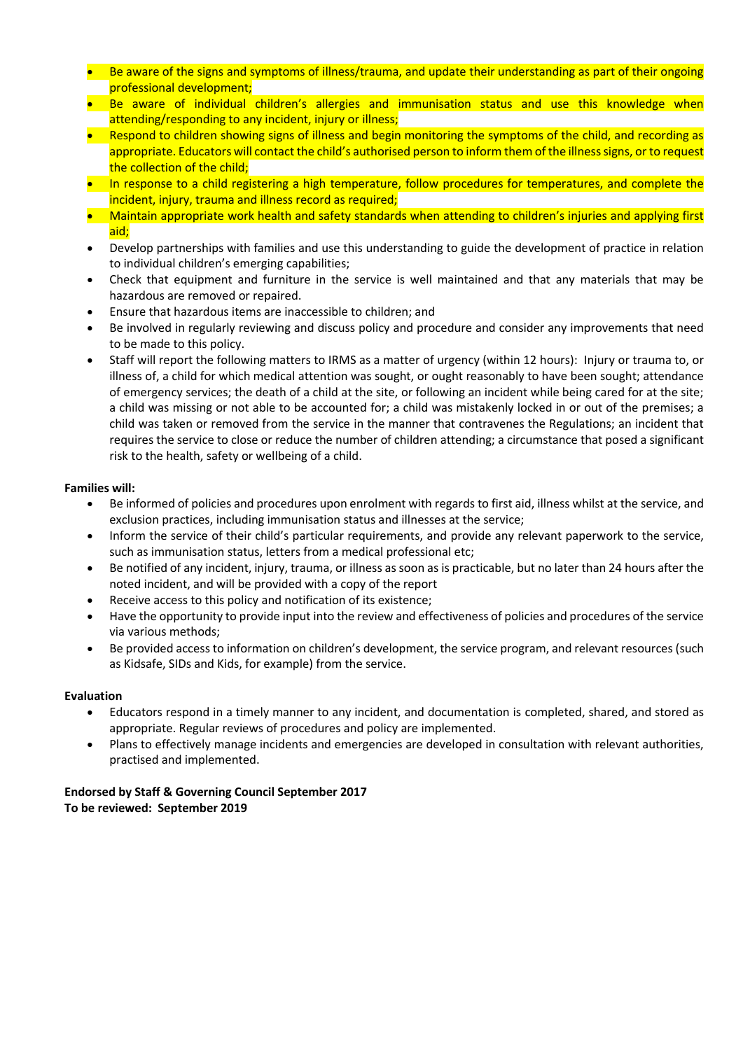- Be aware of the signs and symptoms of illness/trauma, and update their understanding as part of their ongoing professional development;
- Be aware of individual children's allergies and immunisation status and use this knowledge when attending/responding to any incident, injury or illness;
- Respond to children showing signs of illness and begin monitoring the symptoms of the child, and recording as appropriate. Educators will contact the child's authorised person to inform them of the illness signs, or to request the collection of the child;
- In response to a child registering a high temperature, follow procedures for temperatures, and complete the incident, injury, trauma and illness record as required;
- Maintain appropriate work health and safety standards when attending to children's injuries and applying first aid;
- Develop partnerships with families and use this understanding to guide the development of practice in relation to individual children's emerging capabilities;
- Check that equipment and furniture in the service is well maintained and that any materials that may be hazardous are removed or repaired.
- Ensure that hazardous items are inaccessible to children; and
- Be involved in regularly reviewing and discuss policy and procedure and consider any improvements that need to be made to this policy.
- Staff will report the following matters to IRMS as a matter of urgency (within 12 hours): Injury or trauma to, or illness of, a child for which medical attention was sought, or ought reasonably to have been sought; attendance of emergency services; the death of a child at the site, or following an incident while being cared for at the site; a child was missing or not able to be accounted for; a child was mistakenly locked in or out of the premises; a child was taken or removed from the service in the manner that contravenes the Regulations; an incident that requires the service to close or reduce the number of children attending; a circumstance that posed a significant risk to the health, safety or wellbeing of a child.

**Families will:**

- Be informed of policies and procedures upon enrolment with regards to first aid, illness whilst at the service, and exclusion practices, including immunisation status and illnesses at the service;
- Inform the service of their child's particular requirements, and provide any relevant paperwork to the service, such as immunisation status, letters from a medical professional etc;
- Be notified of any incident, injury, trauma, or illness as soon as is practicable, but no later than 24 hours after the noted incident, and will be provided with a copy of the report
- Receive access to this policy and notification of its existence;
- Have the opportunity to provide input into the review and effectiveness of policies and procedures of the service via various methods;
- Be provided access to information on children's development, the service program, and relevant resources (such as Kidsafe, SIDs and Kids, for example) from the service.

**Evaluation**

- Educators respond in a timely manner to any incident, and documentation is completed, shared, and stored as appropriate. Regular reviews of procedures and policy are implemented.
- Plans to effectively manage incidents and emergencies are developed in consultation with relevant authorities, practised and implemented.

**Endorsed by Staff & Governing Council September 2017**
**To be reviewed: September 2019**